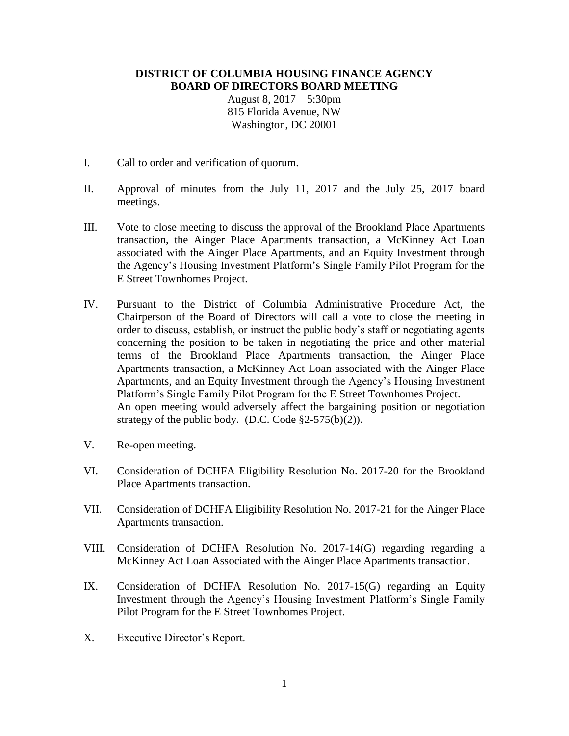**DISTRICT OF COLUMBIA HOUSING FINANCE AGENCY**
**BOARD OF DIRECTORS BOARD MEETING**

August 8, 2017 – 5:30pm
815 Florida Avenue, NW
Washington, DC 20001

I. Call to order and verification of quorum.

II. Approval of minutes from the July 11, 2017 and the July 25, 2017 board meetings.

III. Vote to close meeting to discuss the approval of the Brookland Place Apartments transaction, the Ainger Place Apartments transaction, a McKinney Act Loan associated with the Ainger Place Apartments, and an Equity Investment through the Agency's Housing Investment Platform's Single Family Pilot Program for the E Street Townhomes Project.

IV. Pursuant to the District of Columbia Administrative Procedure Act, the Chairperson of the Board of Directors will call a vote to close the meeting in order to discuss, establish, or instruct the public body's staff or negotiating agents concerning the position to be taken in negotiating the price and other material terms of the Brookland Place Apartments transaction, the Ainger Place Apartments transaction, a McKinney Act Loan associated with the Ainger Place Apartments, and an Equity Investment through the Agency's Housing Investment Platform's Single Family Pilot Program for the E Street Townhomes Project.
An open meeting would adversely affect the bargaining position or negotiation strategy of the public body. (D.C. Code §2-575(b)(2)).

V. Re-open meeting.

VI. Consideration of DCHFA Eligibility Resolution No. 2017-20 for the Brookland Place Apartments transaction.

VII. Consideration of DCHFA Eligibility Resolution No. 2017-21 for the Ainger Place Apartments transaction.

VIII. Consideration of DCHFA Resolution No. 2017-14(G) regarding regarding a McKinney Act Loan Associated with the Ainger Place Apartments transaction.

IX. Consideration of DCHFA Resolution No. 2017-15(G) regarding an Equity Investment through the Agency's Housing Investment Platform's Single Family Pilot Program for the E Street Townhomes Project.

X. Executive Director's Report.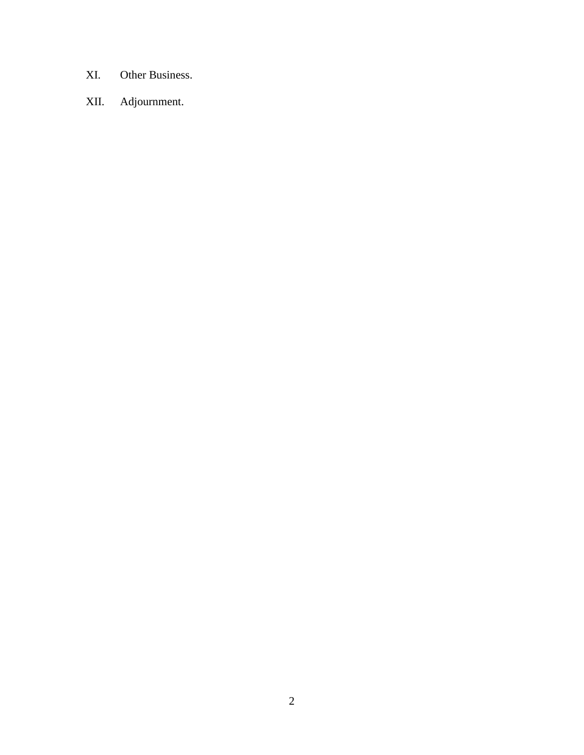XI. Other Business.

XII. Adjournment.